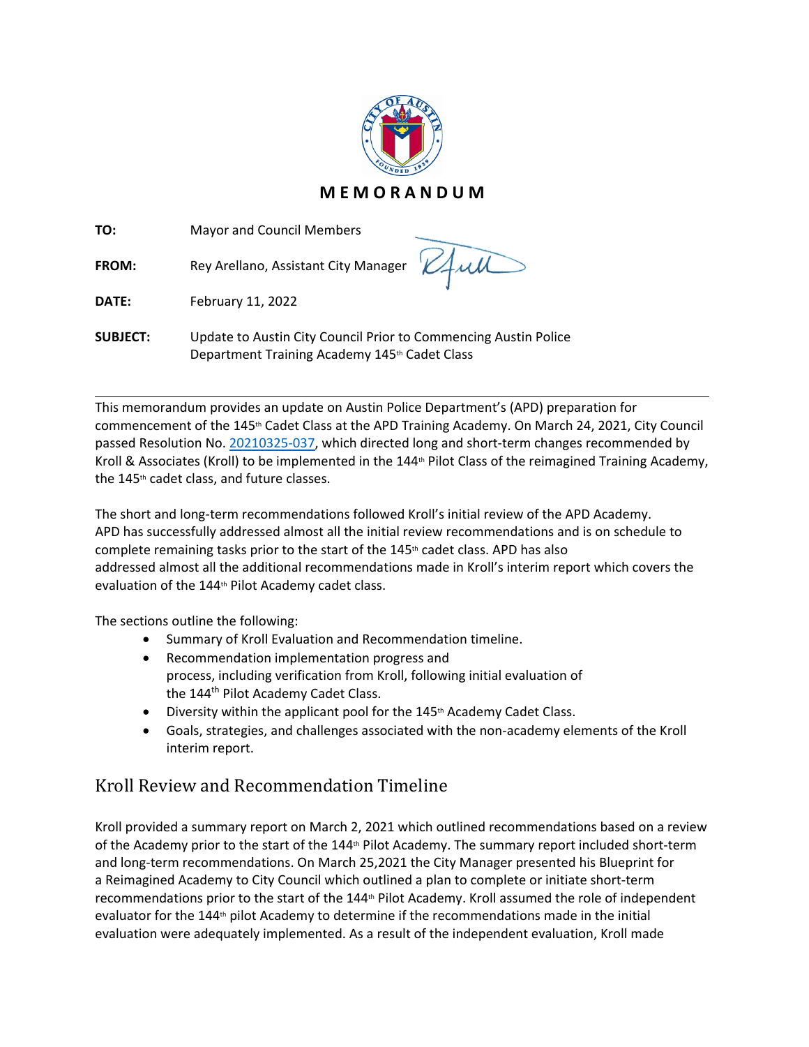# MEMORANDUM

**TO:** Mayor and Council Members

**FROM:** Rey Arellano, Assistant City Manager

**DATE:** February 11, 2022

**SUBJECT:** Update to Austin City Council Prior to Commencing Austin Police Department Training Academy 145th Cadet Class

---

This memorandum provides an update on Austin Police Department's (APD) preparation for commencement of the 145th Cadet Class at the APD Training Academy. On March 24, 2021, City Council passed Resolution No. [20210325-037](), which directed long and short-term changes recommended by Kroll & Associates (Kroll) to be implemented in the 144th Pilot Class of the reimagined Training Academy, the 145th cadet class, and future classes.

The short and long-term recommendations followed Kroll's initial review of the APD Academy. APD has successfully addressed almost all the initial review recommendations and is on schedule to complete remaining tasks prior to the start of the 145th cadet class. APD has also addressed almost all the additional recommendations made in Kroll's interim report which covers the evaluation of the 144th Pilot Academy cadet class.

The sections outline the following:

- Summary of Kroll Evaluation and Recommendation timeline.
- Recommendation implementation progress and process, including verification from Kroll, following initial evaluation of the 144th Pilot Academy Cadet Class.
- Diversity within the applicant pool for the 145th Academy Cadet Class.
- Goals, strategies, and challenges associated with the non-academy elements of the Kroll interim report.

## Kroll Review and Recommendation Timeline

Kroll provided a summary report on March 2, 2021 which outlined recommendations based on a review of the Academy prior to the start of the 144th Pilot Academy. The summary report included short-term and long-term recommendations. On March 25,2021 the City Manager presented his Blueprint for a Reimagined Academy to City Council which outlined a plan to complete or initiate short-term recommendations prior to the start of the 144th Pilot Academy. Kroll assumed the role of independent evaluator for the 144th pilot Academy to determine if the recommendations made in the initial evaluation were adequately implemented. As a result of the independent evaluation, Kroll made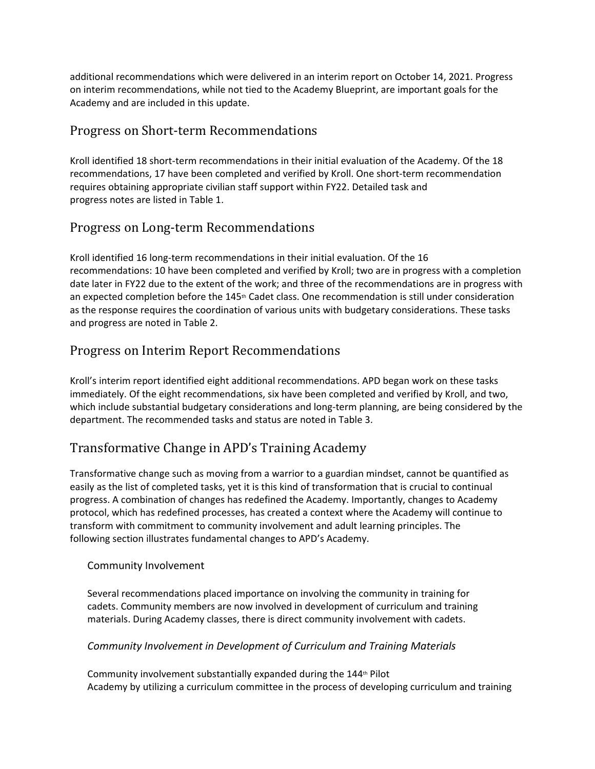additional recommendations which were delivered in an interim report on October 14, 2021. Progress on interim recommendations, while not tied to the Academy Blueprint, are important goals for the Academy and are included in this update.

## Progress on Short-term Recommendations

Kroll identified 18 short-term recommendations in their initial evaluation of the Academy. Of the 18 recommendations, 17 have been completed and verified by Kroll. One short-term recommendation requires obtaining appropriate civilian staff support within FY22. Detailed task and progress notes are listed in Table 1.

## Progress on Long-term Recommendations

Kroll identified 16 long-term recommendations in their initial evaluation. Of the 16 recommendations: 10 have been completed and verified by Kroll; two are in progress with a completion date later in FY22 due to the extent of the work; and three of the recommendations are in progress with an expected completion before the 145th Cadet class. One recommendation is still under consideration as the response requires the coordination of various units with budgetary considerations. These tasks and progress are noted in Table 2.

## Progress on Interim Report Recommendations

Kroll's interim report identified eight additional recommendations. APD began work on these tasks immediately. Of the eight recommendations, six have been completed and verified by Kroll, and two, which include substantial budgetary considerations and long-term planning, are being considered by the department. The recommended tasks and status are noted in Table 3.

## Transformative Change in APD's Training Academy

Transformative change such as moving from a warrior to a guardian mindset, cannot be quantified as easily as the list of completed tasks, yet it is this kind of transformation that is crucial to continual progress. A combination of changes has redefined the Academy. Importantly, changes to Academy protocol, which has redefined processes, has created a context where the Academy will continue to transform with commitment to community involvement and adult learning principles. The following section illustrates fundamental changes to APD's Academy.

### Community Involvement

Several recommendations placed importance on involving the community in training for cadets. Community members are now involved in development of curriculum and training materials. During Academy classes, there is direct community involvement with cadets.

#### *Community Involvement in Development of Curriculum and Training Materials*

Community involvement substantially expanded during the 144th Pilot Academy by utilizing a curriculum committee in the process of developing curriculum and training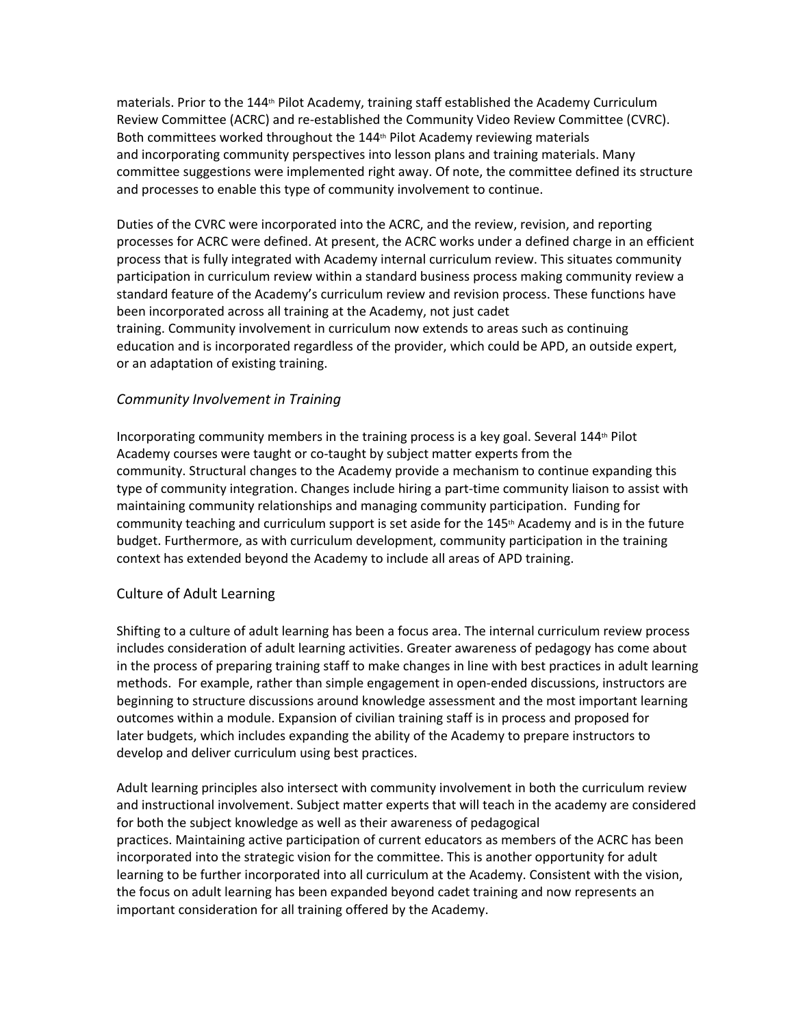materials. Prior to the 144th Pilot Academy, training staff established the Academy Curriculum Review Committee (ACRC) and re-established the Community Video Review Committee (CVRC). Both committees worked throughout the 144th Pilot Academy reviewing materials and incorporating community perspectives into lesson plans and training materials. Many committee suggestions were implemented right away. Of note, the committee defined its structure and processes to enable this type of community involvement to continue.

Duties of the CVRC were incorporated into the ACRC, and the review, revision, and reporting processes for ACRC were defined. At present, the ACRC works under a defined charge in an efficient process that is fully integrated with Academy internal curriculum review. This situates community participation in curriculum review within a standard business process making community review a standard feature of the Academy's curriculum review and revision process. These functions have been incorporated across all training at the Academy, not just cadet training. Community involvement in curriculum now extends to areas such as continuing education and is incorporated regardless of the provider, which could be APD, an outside expert, or an adaptation of existing training.

### *Community Involvement in Training*

Incorporating community members in the training process is a key goal. Several 144th Pilot Academy courses were taught or co-taught by subject matter experts from the community. Structural changes to the Academy provide a mechanism to continue expanding this type of community integration. Changes include hiring a part-time community liaison to assist with maintaining community relationships and managing community participation. Funding for community teaching and curriculum support is set aside for the 145th Academy and is in the future budget. Furthermore, as with curriculum development, community participation in the training context has extended beyond the Academy to include all areas of APD training.

### Culture of Adult Learning

Shifting to a culture of adult learning has been a focus area. The internal curriculum review process includes consideration of adult learning activities. Greater awareness of pedagogy has come about in the process of preparing training staff to make changes in line with best practices in adult learning methods. For example, rather than simple engagement in open-ended discussions, instructors are beginning to structure discussions around knowledge assessment and the most important learning outcomes within a module. Expansion of civilian training staff is in process and proposed for later budgets, which includes expanding the ability of the Academy to prepare instructors to develop and deliver curriculum using best practices.

Adult learning principles also intersect with community involvement in both the curriculum review and instructional involvement. Subject matter experts that will teach in the academy are considered for both the subject knowledge as well as their awareness of pedagogical practices. Maintaining active participation of current educators as members of the ACRC has been incorporated into the strategic vision for the committee. This is another opportunity for adult learning to be further incorporated into all curriculum at the Academy. Consistent with the vision, the focus on adult learning has been expanded beyond cadet training and now represents an important consideration for all training offered by the Academy.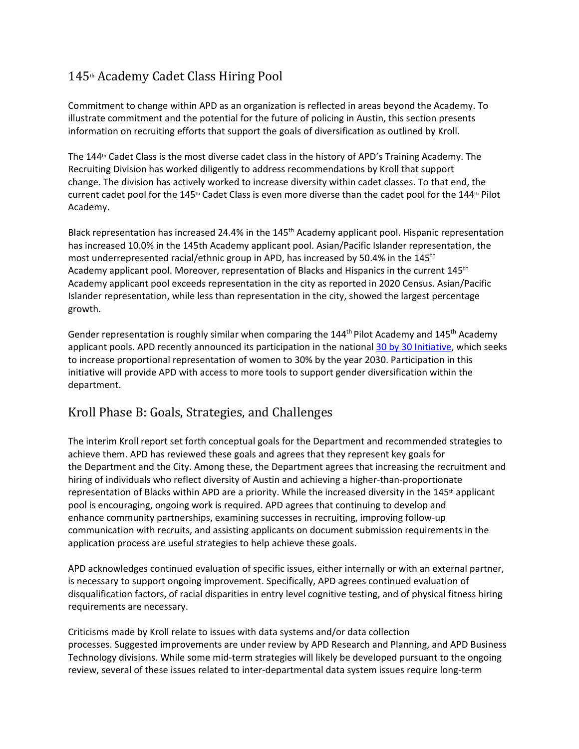## 145th Academy Cadet Class Hiring Pool

Commitment to change within APD as an organization is reflected in areas beyond the Academy. To illustrate commitment and the potential for the future of policing in Austin, this section presents information on recruiting efforts that support the goals of diversification as outlined by Kroll.

The 144th Cadet Class is the most diverse cadet class in the history of APD's Training Academy. The Recruiting Division has worked diligently to address recommendations by Kroll that support change. The division has actively worked to increase diversity within cadet classes. To that end, the current cadet pool for the 145th Cadet Class is even more diverse than the cadet pool for the 144th Pilot Academy.

Black representation has increased 24.4% in the 145th Academy applicant pool. Hispanic representation has increased 10.0% in the 145th Academy applicant pool. Asian/Pacific Islander representation, the most underrepresented racial/ethnic group in APD, has increased by 50.4% in the 145th Academy applicant pool. Moreover, representation of Blacks and Hispanics in the current 145th Academy applicant pool exceeds representation in the city as reported in 2020 Census. Asian/Pacific Islander representation, while less than representation in the city, showed the largest percentage growth.

Gender representation is roughly similar when comparing the 144th Pilot Academy and 145th Academy applicant pools. APD recently announced its participation in the national 30 by 30 Initiative, which seeks to increase proportional representation of women to 30% by the year 2030. Participation in this initiative will provide APD with access to more tools to support gender diversification within the department.

## Kroll Phase B: Goals, Strategies, and Challenges

The interim Kroll report set forth conceptual goals for the Department and recommended strategies to achieve them. APD has reviewed these goals and agrees that they represent key goals for the Department and the City. Among these, the Department agrees that increasing the recruitment and hiring of individuals who reflect diversity of Austin and achieving a higher-than-proportionate representation of Blacks within APD are a priority. While the increased diversity in the 145th applicant pool is encouraging, ongoing work is required. APD agrees that continuing to develop and enhance community partnerships, examining successes in recruiting, improving follow-up communication with recruits, and assisting applicants on document submission requirements in the application process are useful strategies to help achieve these goals.

APD acknowledges continued evaluation of specific issues, either internally or with an external partner, is necessary to support ongoing improvement. Specifically, APD agrees continued evaluation of disqualification factors, of racial disparities in entry level cognitive testing, and of physical fitness hiring requirements are necessary.

Criticisms made by Kroll relate to issues with data systems and/or data collection processes. Suggested improvements are under review by APD Research and Planning, and APD Business Technology divisions. While some mid-term strategies will likely be developed pursuant to the ongoing review, several of these issues related to inter-departmental data system issues require long-term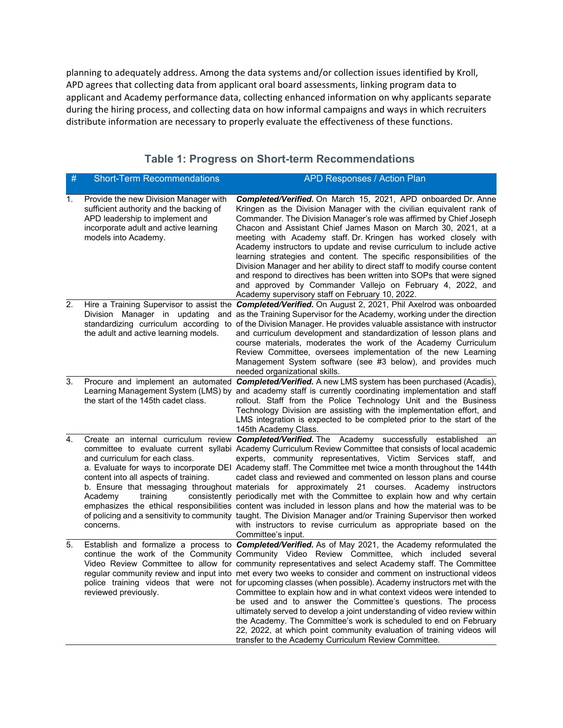planning to adequately address. Among the data systems and/or collection issues identified by Kroll, APD agrees that collecting data from applicant oral board assessments, linking program data to applicant and Academy performance data, collecting enhanced information on why applicants separate during the hiring process, and collecting data on how informal campaigns and ways in which recruiters distribute information are necessary to properly evaluate the effectiveness of these functions.

## Table 1: Progress on Short-term Recommendations

| # | Short-Term Recommendations | APD Responses / Action Plan |
|---|---|---|
| 1. | Provide the new Division Manager with sufficient authority and the backing of APD leadership to implement and incorporate adult and active learning models into Academy. | ***Completed/Verified.*** On March 15, 2021, APD onboarded Dr. Anne Kringen as the Division Manager with the civilian equivalent rank of Commander. The Division Manager's role was affirmed by Chief Joseph Chacon and Assistant Chief James Mason on March 30, 2021, at a meeting with Academy staff. Dr. Kringen has worked closely with Academy instructors to update and revise curriculum to include active learning strategies and content. The specific responsibilities of the Division Manager and her ability to direct staff to modify course content and respond to directives has been written into SOPs that were signed and approved by Commander Vallejo on February 4, 2022, and Academy supervisory staff on February 10, 2022. |
| 2. | Hire a Training Supervisor to assist the Division Manager in updating and standardizing curriculum according to the adult and active learning models. | ***Completed/Verified.*** On August 2, 2021, Phil Axelrod was onboarded as the Training Supervisor for the Academy, working under the direction of the Division Manager. He provides valuable assistance with instructor and curriculum development and standardization of lesson plans and course materials, moderates the work of the Academy Curriculum Review Committee, oversees implementation of the new Learning Management System software (see #3 below), and provides much needed organizational skills. |
| 3. | Procure and implement an automated Learning Management System (LMS) by the start of the 145th cadet class. | ***Completed/Verified.*** A new LMS system has been purchased (Acadis), and academy staff is currently coordinating implementation and staff rollout. Staff from the Police Technology Unit and the Business Technology Division are assisting with the implementation effort, and LMS integration is expected to be completed prior to the start of the 145th Academy Class. |
| 4. | Create an internal curriculum review committee to evaluate current syllabi and curriculum for each class.<br>a. Evaluate for ways to incorporate DEI content into all aspects of training.<br>b. Ensure that messaging throughout Academy training consistently emphasizes the ethical responsibilities of policing and a sensitivity to community concerns. | ***Completed/Verified.*** The Academy successfully established an Academy Curriculum Review Committee that consists of local academic experts, community representatives, Victim Services staff, and Academy staff. The Committee met twice a month throughout the 144th cadet class and reviewed and commented on lesson plans and course materials for approximately 21 courses. Academy instructors periodically met with the Committee to explain how and why certain content was included in lesson plans and how the material was to be taught. The Division Manager and/or Training Supervisor then worked with instructors to revise curriculum as appropriate based on the Committee's input. |
| 5. | Establish and formalize a process to continue the work of the Community Video Review Committee to allow for regular community review and input into police training videos that were not reviewed previously. | ***Completed/Verified.*** As of May 2021, the Academy reformulated the Community Video Review Committee, which included several community representatives and select Academy staff. The Committee met every two weeks to consider and comment on instructional videos for upcoming classes (when possible). Academy instructors met with the Committee to explain how and in what context videos were intended to be used and to answer the Committee's questions. The process ultimately served to develop a joint understanding of video review within the Academy. The Committee's work is scheduled to end on February 22, 2022, at which point community evaluation of training videos will transfer to the Academy Curriculum Review Committee. |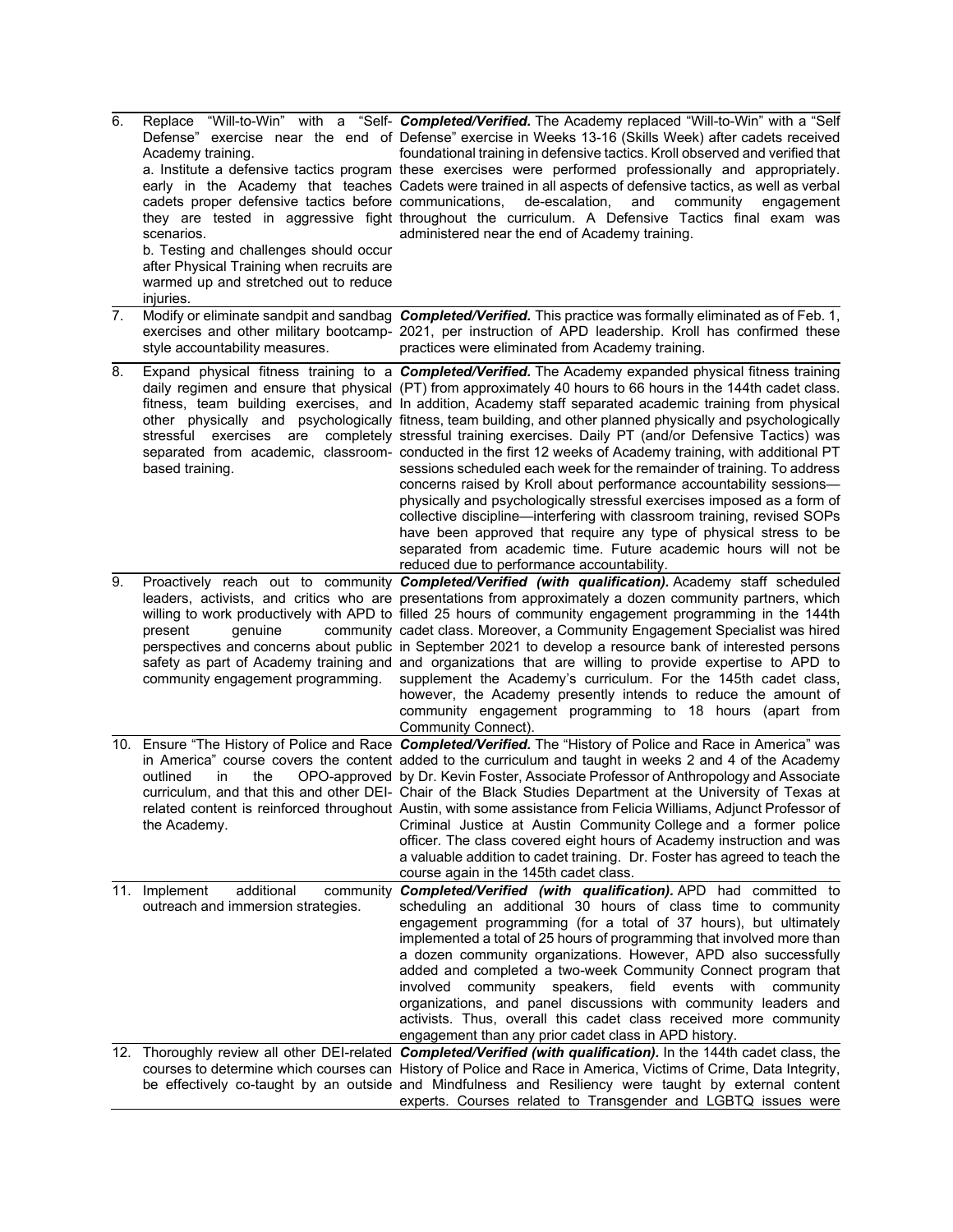| | | |
|---|---|---|
| 6. | Replace "Will-to-Win" with a "Self-Defense" exercise near the end of Academy training.<br>a. Institute a defensive tactics program early in the Academy that teaches cadets proper defensive tactics before they are tested in aggressive fight scenarios.<br>b. Testing and challenges should occur after Physical Training when recruits are warmed up and stretched out to reduce injuries. | ***Completed/Verified.*** The Academy replaced "Will-to-Win" with a "Self Defense" exercise in Weeks 13-16 (Skills Week) after cadets received foundational training in defensive tactics. Kroll observed and verified that these exercises were performed professionally and appropriately. Cadets were trained in all aspects of defensive tactics, as well as verbal communications, de-escalation, and community engagement throughout the curriculum. A Defensive Tactics final exam was administered near the end of Academy training. |
| 7. | Modify or eliminate sandpit and sandbag exercises and other military bootcamp-style accountability measures. | ***Completed/Verified.*** This practice was formally eliminated as of Feb. 1, 2021, per instruction of APD leadership. Kroll has confirmed these practices were eliminated from Academy training. |
| 8. | Expand physical fitness training to a daily regimen and ensure that physical fitness, team building exercises, and other physically and psychologically stressful exercises are completely separated from academic, classroom-based training. | ***Completed/Verified.*** The Academy expanded physical fitness training (PT) from approximately 40 hours to 66 hours in the 144th cadet class. In addition, Academy staff separated academic training from physical fitness, team building, and other planned physically and psychologically stressful training exercises. Daily PT (and/or Defensive Tactics) was conducted in the first 12 weeks of Academy training, with additional PT sessions scheduled each week for the remainder of training. To address concerns raised by Kroll about performance accountability sessions—physically and psychologically stressful exercises imposed as a form of collective discipline—interfering with classroom training, revised SOPs have been approved that require any type of physical stress to be separated from academic time. Future academic hours will not be reduced due to performance accountability. |
| 9. | Proactively reach out to community leaders, activists, and critics who are willing to work productively with APD to present genuine community perspectives and concerns about public safety as part of Academy training and community engagement programming. | ***Completed/Verified (with qualification).*** Academy staff scheduled presentations from approximately a dozen community partners, which filled 25 hours of community engagement programming in the 144th cadet class. Moreover, a Community Engagement Specialist was hired in September 2021 to develop a resource bank of interested persons and organizations that are willing to provide expertise to APD to supplement the Academy's curriculum. For the 145th cadet class, however, the Academy presently intends to reduce the amount of community engagement programming to 18 hours (apart from Community Connect). |
| 10. | Ensure "The History of Police and Race in America" course covers the content outlined in the OPO-approved curriculum, and that this and other DEI-related content is reinforced throughout the Academy. | ***Completed/Verified.*** The "History of Police and Race in America" was added to the curriculum and taught in weeks 2 and 4 of the Academy by Dr. Kevin Foster, Associate Professor of Anthropology and Associate Chair of the Black Studies Department at the University of Texas at Austin, with some assistance from Felicia Williams, Adjunct Professor of Criminal Justice at Austin Community College and a former police officer. The class covered eight hours of Academy instruction and was a valuable addition to cadet training. Dr. Foster has agreed to teach the course again in the 145th cadet class. |
| 11. | Implement additional community outreach and immersion strategies. | ***Completed/Verified (with qualification).*** APD had committed to scheduling an additional 30 hours of class time to community engagement programming (for a total of 37 hours), but ultimately implemented a total of 25 hours of programming that involved more than a dozen community organizations. However, APD also successfully added and completed a two-week Community Connect program that involved community speakers, field events with community organizations, and panel discussions with community leaders and activists. Thus, overall this cadet class received more community engagement than any prior cadet class in APD history. |
| 12. | Thoroughly review all other DEI-related courses to determine which courses can be effectively co-taught by an outside | ***Completed/Verified (with qualification).*** In the 144th cadet class, the History of Police and Race in America, Victims of Crime, Data Integrity, and Mindfulness and Resiliency were taught by external content experts. Courses related to Transgender and LGBTQ issues were |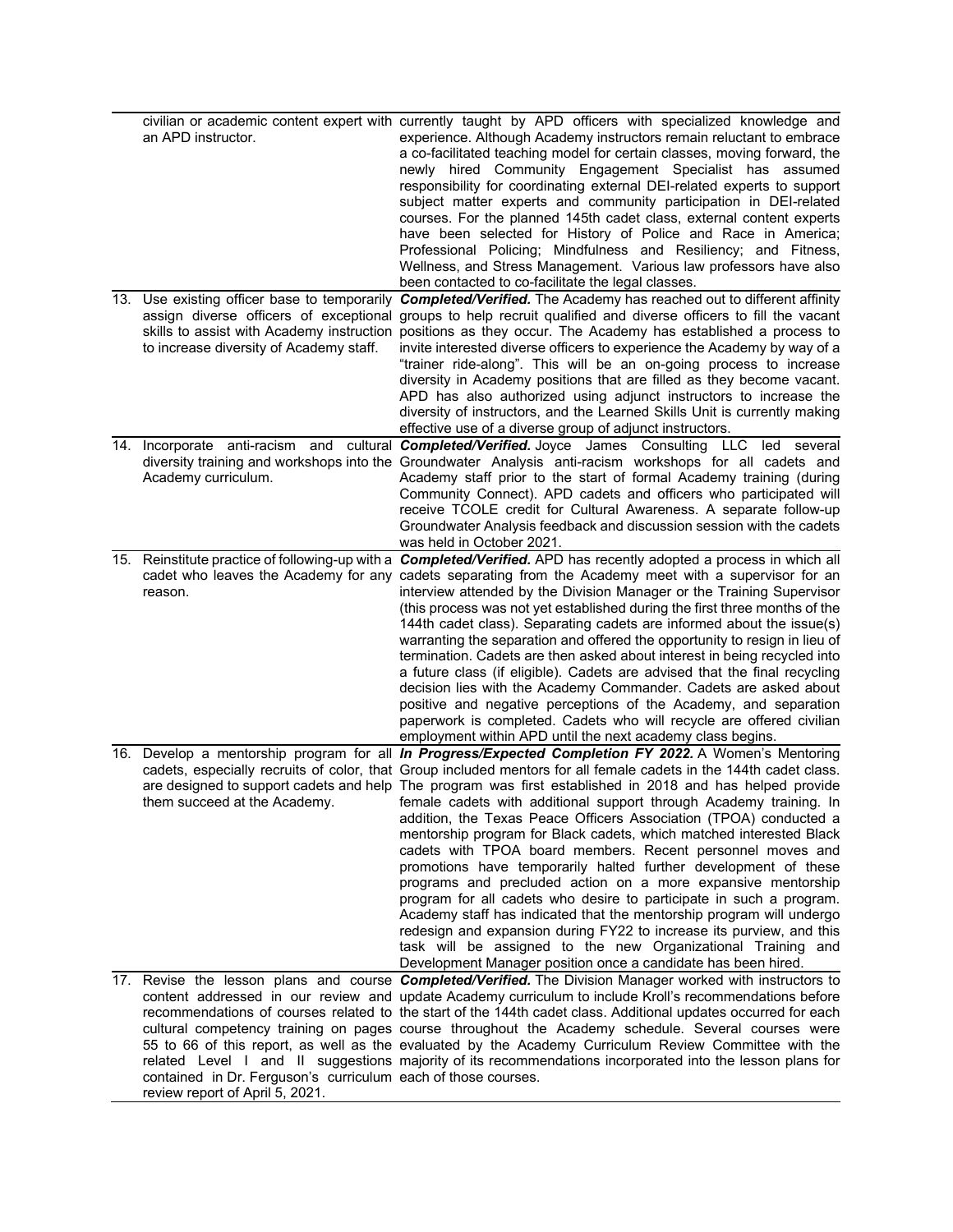| | | |
|---|---|---|
| | civilian or academic content expert with an APD instructor. | currently taught by APD officers with specialized knowledge and experience. Although Academy instructors remain reluctant to embrace a co-facilitated teaching model for certain classes, moving forward, the newly hired Community Engagement Specialist has assumed responsibility for coordinating external DEI-related experts to support subject matter experts and community participation in DEI-related courses. For the planned 145th cadet class, external content experts have been selected for History of Police and Race in America; Professional Policing; Mindfulness and Resiliency; and Fitness, Wellness, and Stress Management. Various law professors have also been contacted to co-facilitate the legal classes. |
| 13. | Use existing officer base to temporarily assign diverse officers of exceptional skills to assist with Academy instruction to increase diversity of Academy staff. | ***Completed/Verified.*** The Academy has reached out to different affinity groups to help recruit qualified and diverse officers to fill the vacant positions as they occur. The Academy has established a process to invite interested diverse officers to experience the Academy by way of a "trainer ride-along". This will be an on-going process to increase diversity in Academy positions that are filled as they become vacant. APD has also authorized using adjunct instructors to increase the diversity of instructors, and the Learned Skills Unit is currently making effective use of a diverse group of adjunct instructors. |
| 14. | Incorporate anti-racism and cultural diversity training and workshops into the Academy curriculum. | ***Completed/Verified.*** Joyce James Consulting LLC led several Groundwater Analysis anti-racism workshops for all cadets and Academy staff prior to the start of formal Academy training (during Community Connect). APD cadets and officers who participated will receive TCOLE credit for Cultural Awareness. A separate follow-up Groundwater Analysis feedback and discussion session with the cadets was held in October 2021. |
| 15. | Reinstitute practice of following-up with a cadet who leaves the Academy for any reason. | ***Completed/Verified.*** APD has recently adopted a process in which all cadets separating from the Academy meet with a supervisor for an interview attended by the Division Manager or the Training Supervisor (this process was not yet established during the first three months of the 144th cadet class). Separating cadets are informed about the issue(s) warranting the separation and offered the opportunity to resign in lieu of termination. Cadets are then asked about interest in being recycled into a future class (if eligible). Cadets are advised that the final recycling decision lies with the Academy Commander. Cadets are asked about positive and negative perceptions of the Academy, and separation paperwork is completed. Cadets who will recycle are offered civilian employment within APD until the next academy class begins. |
| 16. | Develop a mentorship program for all cadets, especially recruits of color, that are designed to support cadets and help them succeed at the Academy. | ***In Progress/Expected Completion FY 2022.*** A Women's Mentoring Group included mentors for all female cadets in the 144th cadet class. The program was first established in 2018 and has helped provide female cadets with additional support through Academy training. In addition, the Texas Peace Officers Association (TPOA) conducted a mentorship program for Black cadets, which matched interested Black cadets with TPOA board members. Recent personnel moves and promotions have temporarily halted further development of these programs and precluded action on a more expansive mentorship program for all cadets who desire to participate in such a program. Academy staff has indicated that the mentorship program will undergo redesign and expansion during FY22 to increase its purview, and this task will be assigned to the new Organizational Training and Development Manager position once a candidate has been hired. |
| 17. | Revise the lesson plans and course content addressed in our review and recommendations of courses related to cultural competency training on pages 55 to 66 of this report, as well as the related Level I and II suggestions contained in Dr. Ferguson's curriculum review report of April 5, 2021. | ***Completed/Verified.*** The Division Manager worked with instructors to update Academy curriculum to include Kroll's recommendations before the start of the 144th cadet class. Additional updates occurred for each course throughout the Academy schedule. Several courses were evaluated by the Academy Curriculum Review Committee with the majority of its recommendations incorporated into the lesson plans for each of those courses. |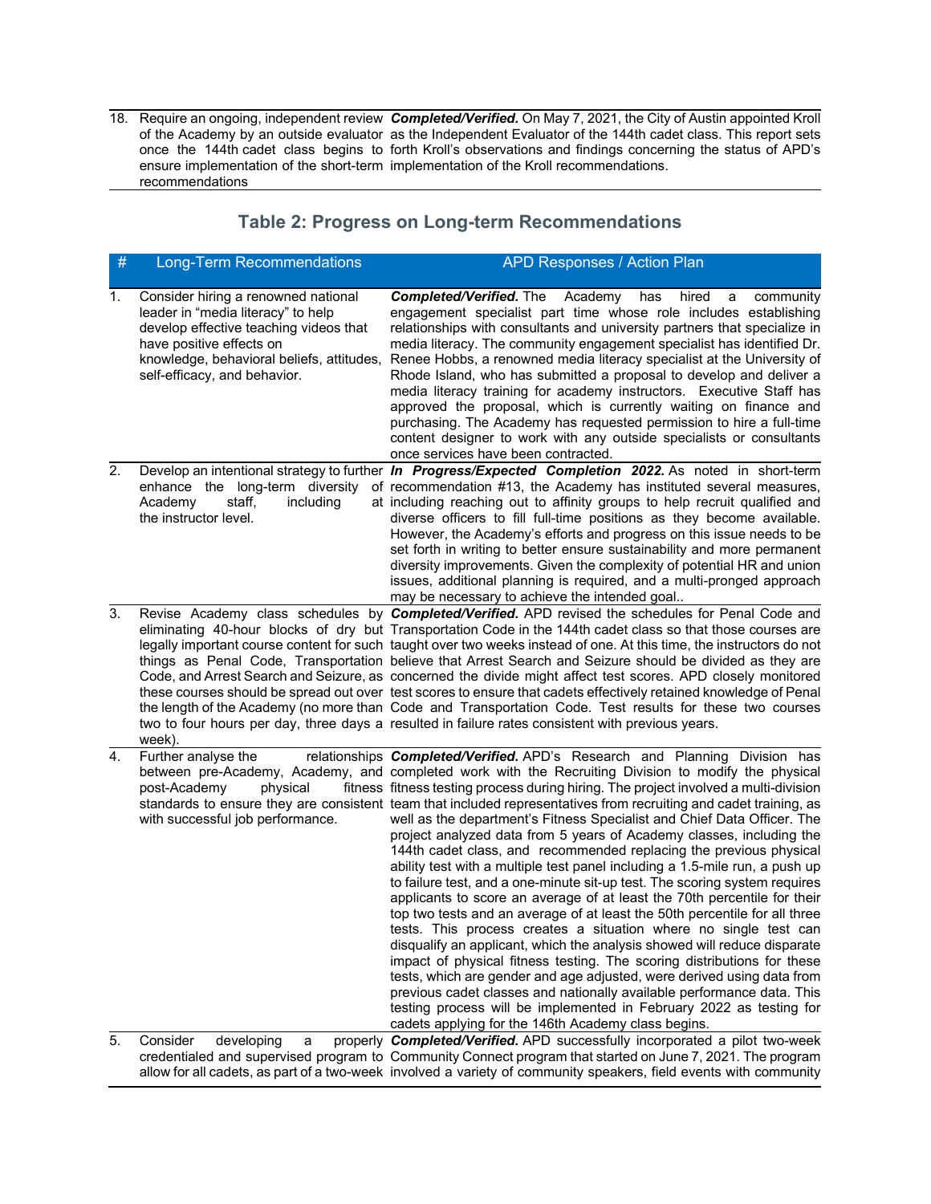| | | |
|---|---|---|
| 18. | Require an ongoing, independent review of the Academy by an outside evaluator once the 144th cadet class begins to ensure implementation of the short-term recommendations | ***Completed/Verified.*** On May 7, 2021, the City of Austin appointed Kroll as the Independent Evaluator of the 144th cadet class. This report sets forth Kroll's observations and findings concerning the status of APD's implementation of the Kroll recommendations. |

## Table 2: Progress on Long-term Recommendations

| # | Long-Term Recommendations | APD Responses / Action Plan |
|---|---|---|
| 1. | Consider hiring a renowned national leader in "media literacy" to help develop effective teaching videos that have positive effects on knowledge, behavioral beliefs, attitudes, self-efficacy, and behavior. | ***Completed/Verified.*** The Academy has hired a community engagement specialist part time whose role includes establishing relationships with consultants and university partners that specialize in media literacy. The community engagement specialist has identified Dr. Renee Hobbs, a renowned media literacy specialist at the University of Rhode Island, who has submitted a proposal to develop and deliver a media literacy training for academy instructors. Executive Staff has approved the proposal, which is currently waiting on finance and purchasing. The Academy has requested permission to hire a full-time content designer to work with any outside specialists or consultants once services have been contracted. |
| 2. | Develop an intentional strategy to further enhance the long-term diversity of Academy staff, including at the instructor level. | ***In Progress/Expected Completion 2022.*** As noted in short-term recommendation #13, the Academy has instituted several measures, including reaching out to affinity groups to help recruit qualified and diverse officers to fill full-time positions as they become available. However, the Academy's efforts and progress on this issue needs to be set forth in writing to better ensure sustainability and more permanent diversity improvements. Given the complexity of potential HR and union issues, additional planning is required, and a multi-pronged approach may be necessary to achieve the intended goal.. |
| 3. | Revise Academy class schedules by eliminating 40-hour blocks of dry but legally important course content for such things as Penal Code, Transportation Code, and Arrest Search and Seizure, as these courses should be spread out over the length of the Academy (no more than two to four hours per day, three days a week). | ***Completed/Verified.*** APD revised the schedules for Penal Code and Transportation Code in the 144th cadet class so that those courses are taught over two weeks instead of one. At this time, the instructors do not believe that Arrest Search and Seizure should be divided as they are concerned the divide might affect test scores. APD closely monitored test scores to ensure that cadets effectively retained knowledge of Penal Code and Transportation Code. Test results for these two courses resulted in failure rates consistent with previous years. |
| 4. | Further analyse the relationships between pre-Academy, Academy, and post-Academy physical fitness standards to ensure they are consistent with successful job performance. | ***Completed/Verified.*** APD's Research and Planning Division has completed work with the Recruiting Division to modify the physical fitness testing process during hiring. The project involved a multi-division team that included representatives from recruiting and cadet training, as well as the department's Fitness Specialist and Chief Data Officer. The project analyzed data from 5 years of Academy classes, including the 144th cadet class, and recommended replacing the previous physical ability test with a multiple test panel including a 1.5-mile run, a push up to failure test, and a one-minute sit-up test. The scoring system requires applicants to score an average of at least the 70th percentile for their top two tests and an average of at least the 50th percentile for all three tests. This process creates a situation where no single test can disqualify an applicant, which the analysis showed will reduce disparate impact of physical fitness testing. The scoring distributions for these tests, which are gender and age adjusted, were derived using data from previous cadet classes and nationally available performance data. This testing process will be implemented in February 2022 as testing for cadets applying for the 146th Academy class begins. |
| 5. | Consider developing a properly credentialed and supervised program to allow for all cadets, as part of a two-week | ***Completed/Verified.*** APD successfully incorporated a pilot two-week Community Connect program that started on June 7, 2021. The program involved a variety of community speakers, field events with community |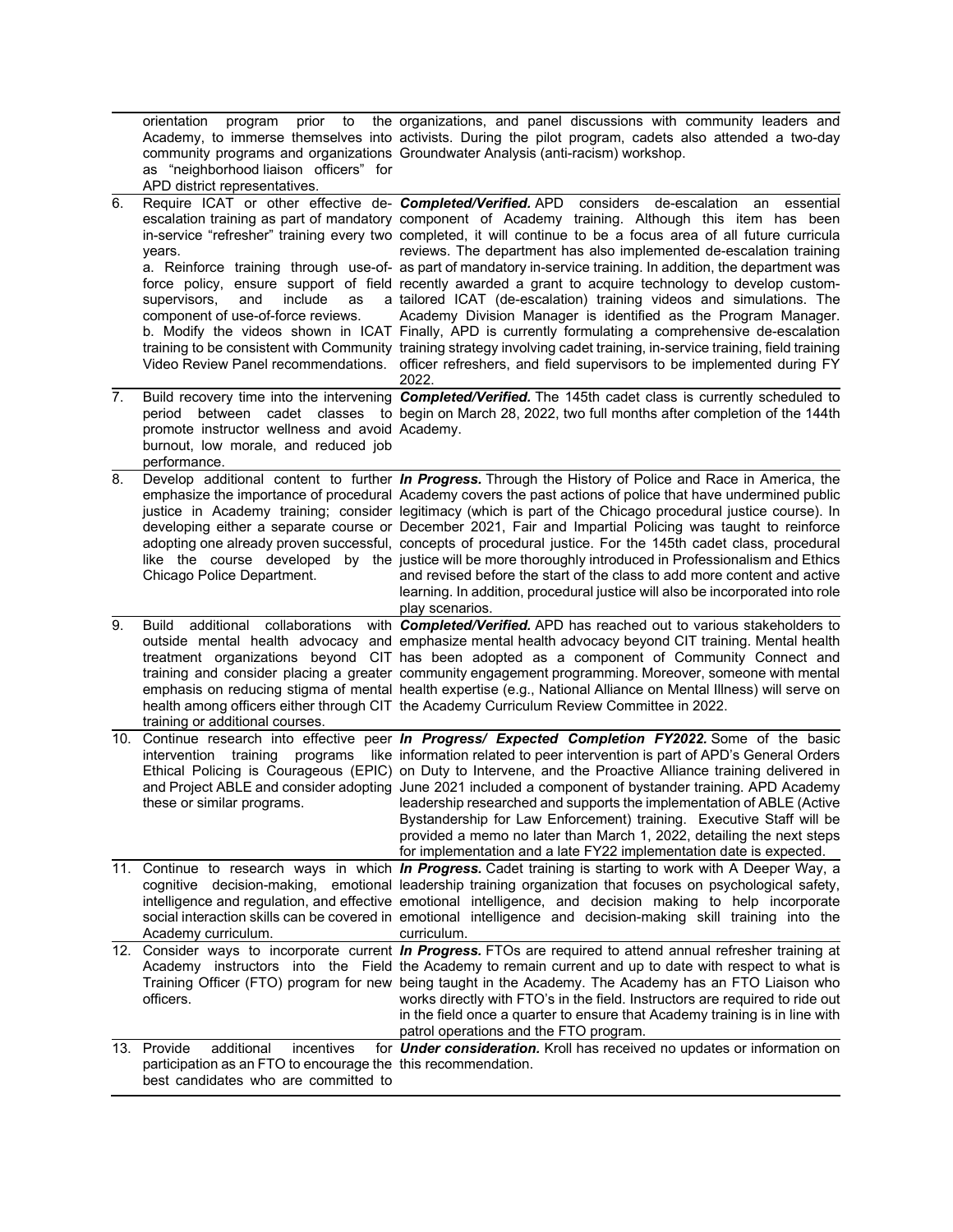| | | |
|---|---|---|
| | orientation program prior to the Academy, to immerse themselves into community programs and organizations as "neighborhood liaison officers" for APD district representatives. | organizations, and panel discussions with community leaders and activists. During the pilot program, cadets also attended a two-day Groundwater Analysis (anti-racism) workshop. |
| 6. | Require ICAT or other effective de-escalation training as part of mandatory in-service "refresher" training every two years.<br>a. Reinforce training through use-of-force policy, ensure support of field supervisors, and include as a component of use-of-force reviews.<br>b. Modify the videos shown in ICAT training to be consistent with Community Video Review Panel recommendations. | ***Completed/Verified.*** APD considers de-escalation an essential component of Academy training. Although this item has been completed, it will continue to be a focus area of all future curricula reviews. The department has also implemented de-escalation training as part of mandatory in-service training. In addition, the department was recently awarded a grant to acquire technology to develop custom-tailored ICAT (de-escalation) training videos and simulations. The Academy Division Manager is identified as the Program Manager. Finally, APD is currently formulating a comprehensive de-escalation training strategy involving cadet training, in-service training, field training officer refreshers, and field supervisors to be implemented during FY 2022. |
| 7. | Build recovery time into the intervening period between cadet classes to promote instructor wellness and avoid burnout, low morale, and reduced job performance. | ***Completed/Verified.*** The 145th cadet class is currently scheduled to begin on March 28, 2022, two full months after completion of the 144th Academy. |
| 8. | Develop additional content to further emphasize the importance of procedural justice in Academy training; consider developing either a separate course or adopting one already proven successful, like the course developed by the Chicago Police Department. | ***In Progress.*** Through the History of Police and Race in America, the Academy covers the past actions of police that have undermined public legitimacy (which is part of the Chicago procedural justice course). In December 2021, Fair and Impartial Policing was taught to reinforce concepts of procedural justice. For the 145th cadet class, procedural justice will be more thoroughly introduced in Professionalism and Ethics and revised before the start of the class to add more content and active learning. In addition, procedural justice will also be incorporated into role play scenarios. |
| 9. | Build additional collaborations with outside mental health advocacy and treatment organizations beyond CIT training and consider placing a greater emphasis on reducing stigma of mental health among officers either through CIT training or additional courses. | ***Completed/Verified.*** APD has reached out to various stakeholders to emphasize mental health advocacy beyond CIT training. Mental health has been adopted as a component of Community Connect and community engagement programming. Moreover, someone with mental health expertise (e.g., National Alliance on Mental Illness) will serve on the Academy Curriculum Review Committee in 2022. |
| 10. | Continue research into effective peer intervention training programs like Ethical Policing is Courageous (EPIC) and Project ABLE and consider adopting these or similar programs. | ***In Progress/ Expected Completion FY2022.*** Some of the basic information related to peer intervention is part of APD's General Orders on Duty to Intervene, and the Proactive Alliance training delivered in June 2021 included a component of bystander training. APD Academy leadership researched and supports the implementation of ABLE (Active Bystandership for Law Enforcement) training. Executive Staff will be provided a memo no later than March 1, 2022, detailing the next steps for implementation and a late FY22 implementation date is expected. |
| 11. | Continue to research ways in which cognitive decision-making, emotional intelligence and regulation, and effective social interaction skills can be covered in Academy curriculum. | ***In Progress.*** Cadet training is starting to work with A Deeper Way, a leadership training organization that focuses on psychological safety, emotional intelligence, and decision making to help incorporate emotional intelligence and decision-making skill training into the curriculum. |
| 12. | Consider ways to incorporate current Academy instructors into the Field Training Officer (FTO) program for new officers. | ***In Progress.*** FTOs are required to attend annual refresher training at the Academy to remain current and up to date with respect to what is being taught in the Academy. The Academy has an FTO Liaison who works directly with FTO's in the field. Instructors are required to ride out in the field once a quarter to ensure that Academy training is in line with patrol operations and the FTO program. |
| 13. | Provide additional incentives for participation as an FTO to encourage the best candidates who are committed to | ***Under consideration.*** Kroll has received no updates or information on this recommendation. |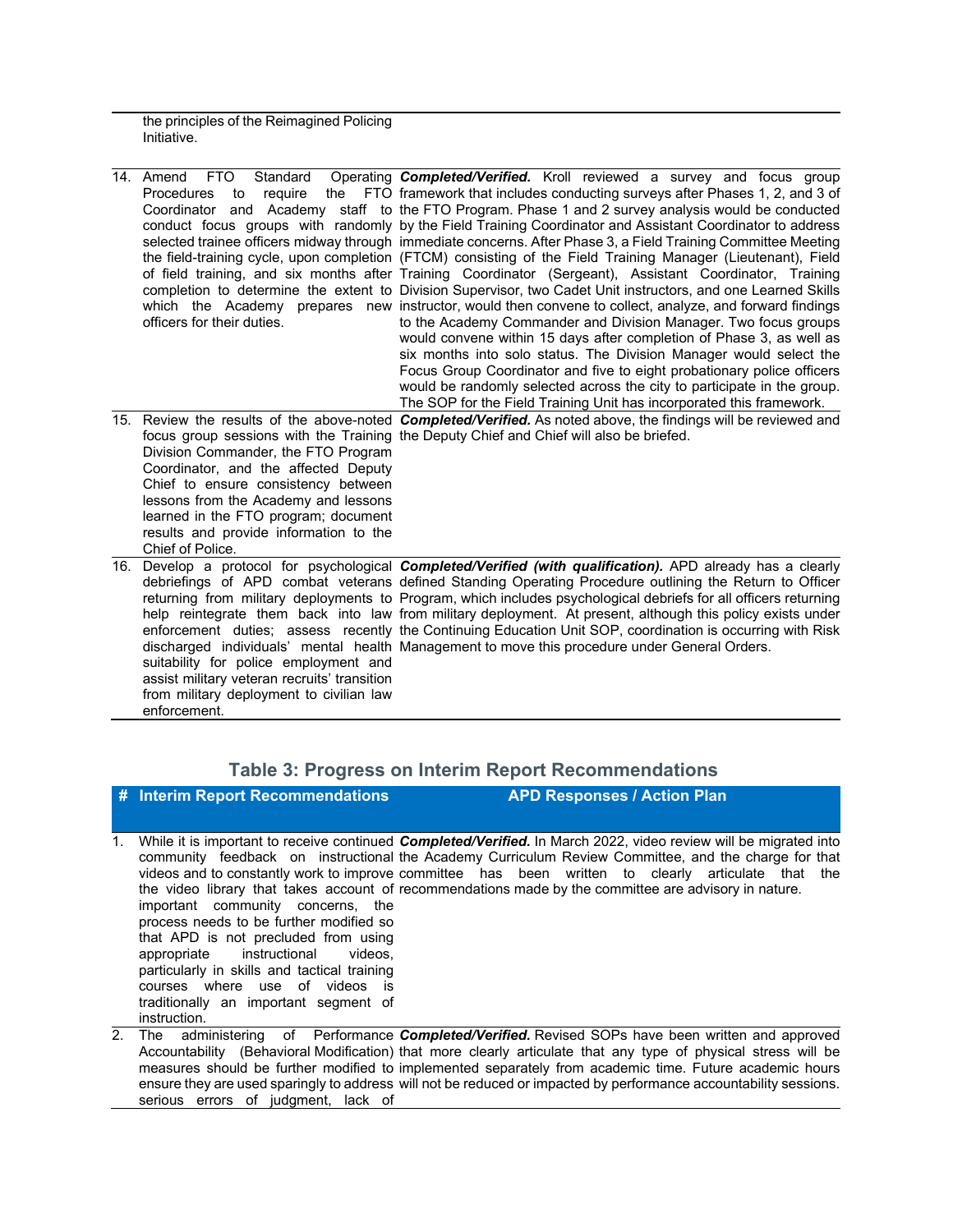| | | |
|---|---|---|
| | the principles of the Reimagined Policing Initiative. | |
| 14. | Amend FTO Standard Operating Procedures to require the FTO Coordinator and Academy staff to conduct focus groups with randomly selected trainee officers midway through the field-training cycle, upon completion of field training, and six months after completion to determine the extent to which the Academy prepares new officers for their duties. | ***Completed/Verified.*** Kroll reviewed a survey and focus group framework that includes conducting surveys after Phases 1, 2, and 3 of the FTO Program. Phase 1 and 2 survey analysis would be conducted by the Field Training Coordinator and Assistant Coordinator to address immediate concerns. After Phase 3, a Field Training Committee Meeting (FTCM) consisting of the Field Training Manager (Lieutenant), Field Training Coordinator (Sergeant), Assistant Coordinator, Training Division Supervisor, two Cadet Unit instructors, and one Learned Skills instructor, would then convene to collect, analyze, and forward findings to the Academy Commander and Division Manager. Two focus groups would convene within 15 days after completion of Phase 3, as well as six months into solo status. The Division Manager would select the Focus Group Coordinator and five to eight probationary police officers would be randomly selected across the city to participate in the group. The SOP for the Field Training Unit has incorporated this framework. |
| 15. | Review the results of the above-noted focus group sessions with the Training Division Commander, the FTO Program Coordinator, and the affected Deputy Chief to ensure consistency between lessons from the Academy and lessons learned in the FTO program; document results and provide information to the Chief of Police. | ***Completed/Verified.*** As noted above, the findings will be reviewed and the Deputy Chief and Chief will also be briefed. |
| 16. | Develop a protocol for psychological debriefings of APD combat veterans returning from military deployments to help reintegrate them back into law enforcement duties; assess recently discharged individuals' mental health suitability for police employment and assist military veteran recruits' transition from military deployment to civilian law enforcement. | ***Completed/Verified (with qualification).*** APD already has a clearly defined Standing Operating Procedure outlining the Return to Officer Program, which includes psychological debriefs for all officers returning from military deployment. At present, although this policy exists under the Continuing Education Unit SOP, coordination is occurring with Risk Management to move this procedure under General Orders. |

## Table 3: Progress on Interim Report Recommendations

| # | Interim Report Recommendations | APD Responses / Action Plan |
|---|---|---|
| 1. | While it is important to receive continued community feedback on instructional videos and to constantly work to improve the video library that takes account of important community concerns, the process needs to be further modified so that APD is not precluded from using appropriate instructional videos, particularly in skills and tactical training courses where use of videos is traditionally an important segment of instruction. | ***Completed/Verified.*** In March 2022, video review will be migrated into the Academy Curriculum Review Committee, and the charge for that committee has been written to clearly articulate that the recommendations made by the committee are advisory in nature. |
| 2. | The administering of Performance Accountability (Behavioral Modification) measures should be further modified to ensure they are used sparingly to address serious errors of judgment, lack of | ***Completed/Verified.*** Revised SOPs have been written and approved that more clearly articulate that any type of physical stress will be implemented separately from academic time. Future academic hours will not be reduced or impacted by performance accountability sessions. |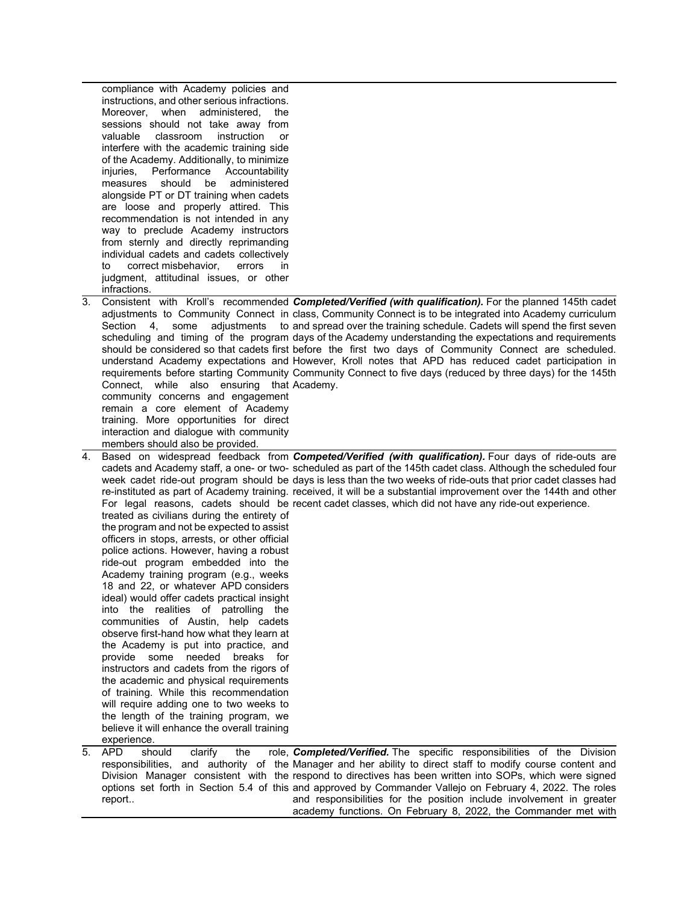| | | |
|---|---|---|
| | compliance with Academy policies and instructions, and other serious infractions. Moreover, when administered, the sessions should not take away from valuable classroom instruction or interfere with the academic training side of the Academy. Additionally, to minimize injuries, Performance Accountability measures should be administered alongside PT or DT training when cadets are loose and properly attired. This recommendation is not intended in any way to preclude Academy instructors from sternly and directly reprimanding individual cadets and cadets collectively to correct misbehavior, errors in judgment, attitudinal issues, or other infractions. | |
| 3. | Consistent with Kroll's recommended adjustments to Community Connect in Section 4, some adjustments to scheduling and timing of the program should be considered so that cadets first understand Academy expectations and requirements before starting Community Connect, while also ensuring that community concerns and engagement remain a core element of Academy training. More opportunities for direct interaction and dialogue with community members should also be provided. | ***Completed/Verified (with qualification).*** For the planned 145th cadet class, Community Connect is to be integrated into Academy curriculum and spread over the training schedule. Cadets will spend the first seven days of the Academy understanding the expectations and requirements before the first two days of Community Connect are scheduled. However, Kroll notes that APD has reduced cadet participation in Community Connect to five days (reduced by three days) for the 145th Academy. |
| 4. | Based on widespread feedback from cadets and Academy staff, a one- or two-week cadet ride-out program should be re-instituted as part of Academy training. For legal reasons, cadets should be treated as civilians during the entirety of the program and not be expected to assist officers in stops, arrests, or other official police actions. However, having a robust ride-out program embedded into the Academy training program (e.g., weeks 18 and 22, or whatever APD considers ideal) would offer cadets practical insight into the realities of patrolling the communities of Austin, help cadets observe first-hand how what they learn at the Academy is put into practice, and provide some needed breaks for instructors and cadets from the rigors of the academic and physical requirements of training. While this recommendation will require adding one to two weeks to the length of the training program, we believe it will enhance the overall training experience. | ***Competed/Verified (with qualification).*** Four days of ride-outs are scheduled as part of the 145th cadet class. Although the scheduled four days is less than the two weeks of ride-outs that prior cadet classes had received, it will be a substantial improvement over the 144th and other recent cadet classes, which did not have any ride-out experience. |
| 5. | APD should clarify the role, responsibilities, and authority of the Division Manager consistent with the options set forth in Section 5.4 of this report.. | ***Completed/Verified.*** The specific responsibilities of the Division Manager and her ability to direct staff to modify course content and respond to directives has been written into SOPs, which were signed and approved by Commander Vallejo on February 4, 2022. The roles and responsibilities for the position include involvement in greater academy functions. On February 8, 2022, the Commander met with |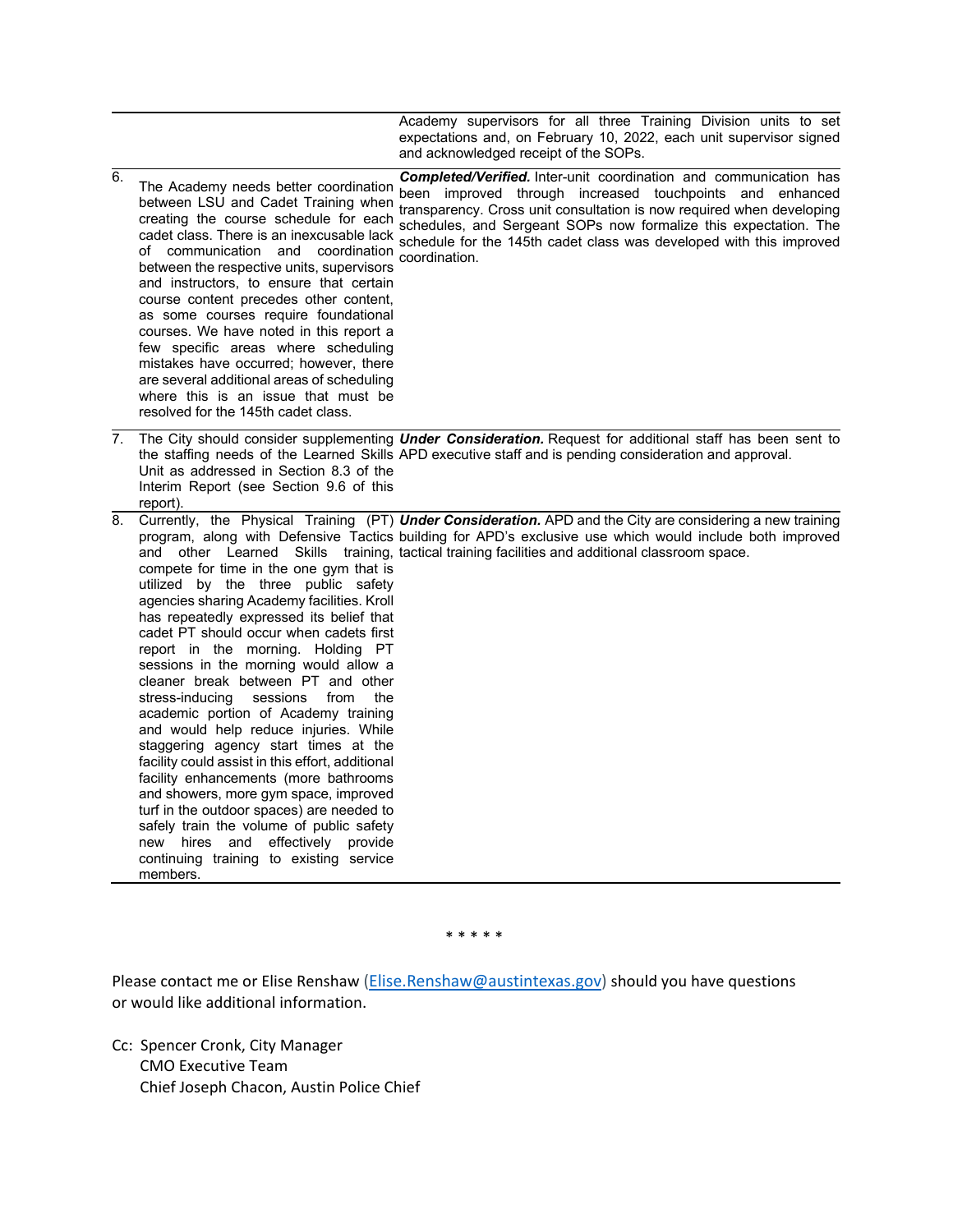| | | |
|---|---|---|
| | | Academy supervisors for all three Training Division units to set expectations and, on February 10, 2022, each unit supervisor signed and acknowledged receipt of the SOPs. |
| 6. | The Academy needs better coordination between LSU and Cadet Training when creating the course schedule for each cadet class. There is an inexcusable lack of communication and coordination between the respective units, supervisors and instructors, to ensure that certain course content precedes other content, as some courses require foundational courses. We have noted in this report a few specific areas where scheduling mistakes have occurred; however, there are several additional areas of scheduling where this is an issue that must be resolved for the 145th cadet class. | ***Completed/Verified.*** Inter-unit coordination and communication has been improved through increased touchpoints and enhanced transparency. Cross unit consultation is now required when developing schedules, and Sergeant SOPs now formalize this expectation. The schedule for the 145th cadet class was developed with this improved coordination. |
| 7. | The City should consider supplementing the staffing needs of the Learned Skills Unit as addressed in Section 8.3 of the Interim Report (see Section 9.6 of this report). | ***Under Consideration.*** Request for additional staff has been sent to APD executive staff and is pending consideration and approval. |
| 8. | Currently, the Physical Training (PT) program, along with Defensive Tactics and other Learned Skills training, compete for time in the one gym that is utilized by the three public safety agencies sharing Academy facilities. Kroll has repeatedly expressed its belief that cadet PT should occur when cadets first report in the morning. Holding PT sessions in the morning would allow a cleaner break between PT and other stress-inducing sessions from the academic portion of Academy training and would help reduce injuries. While staggering agency start times at the facility could assist in this effort, additional facility enhancements (more bathrooms and showers, more gym space, improved turf in the outdoor spaces) are needed to safely train the volume of public safety new hires and effectively provide continuing training to existing service members. | ***Under Consideration.*** APD and the City are considering a new training building for APD's exclusive use which would include both improved tactical training facilities and additional classroom space. |

\* \* \* \* \*

Please contact me or Elise Renshaw (Elise.Renshaw@austintexas.gov) should you have questions or would like additional information.

Cc: Spencer Cronk, City Manager
CMO Executive Team
Chief Joseph Chacon, Austin Police Chief